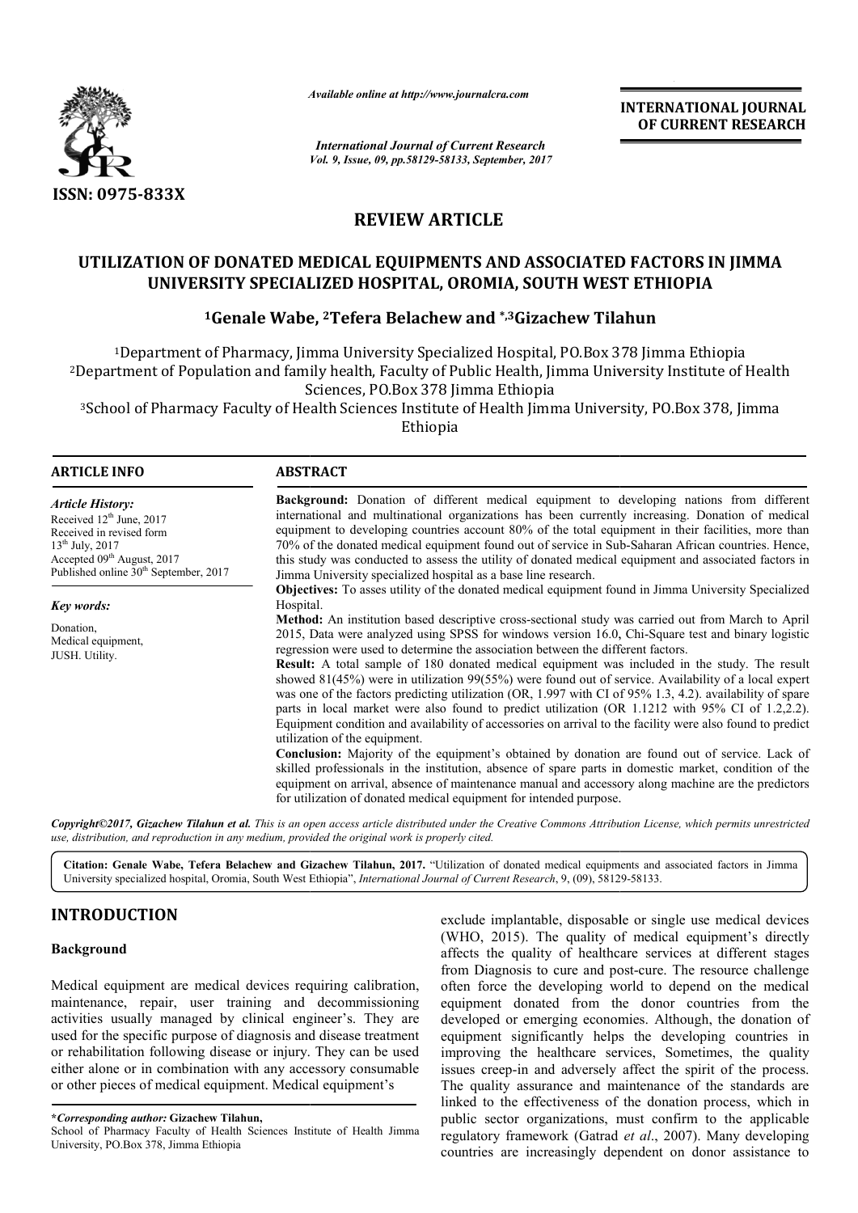ISSN: 0975-833X

*Available online at http://www.journalcra.com*

*International Journal of Current Research*
*Vol. 9, Issue, 09, pp.58129-58133, September, 2017*

**INTERNATIONAL JOURNAL OF CURRENT RESEARCH**

## REVIEW ARTICLE

# UTILIZATION OF DONATED MEDICAL EQUIPMENTS AND ASSOCIATED FACTORS IN JIMMA UNIVERSITY SPECIALIZED HOSPITAL, OROMIA, SOUTH WEST ETHIOPIA

**[1]Genale Wabe, [2]Tefera Belachew and *,[3]Gizachew Tilahun**

[1]Department of Pharmacy, Jimma University Specialized Hospital, PO.Box 378 Jimma Ethiopia
[2]Department of Population and family health, Faculty of Public Health, Jimma University Institute of Health Sciences, PO.Box 378 Jimma Ethiopia
[3]School of Pharmacy Faculty of Health Sciences Institute of Health Jimma University, PO.Box 378, Jimma Ethiopia

### ARTICLE INFO

*Article History:*
Received 12th June, 2017
Received in revised form
13th July, 2017
Accepted 09th August, 2017
Published online 30th September, 2017

*Key words:*
Donation,
Medical equipment,
JUSH. Utility.

### ABSTRACT

**Background:** Donation of different medical equipment to developing nations from different international and multinational organizations has been currently increasing. Donation of medical equipment to developing countries account 80% of the total equipment in their facilities, more than 70% of the donated medical equipment found out of service in Sub-Saharan African countries. Hence, this study was conducted to assess the utility of donated medical equipment and associated factors in Jimma University specialized hospital as a base line research.

**Objectives:** To asses utility of the donated medical equipment found in Jimma University Specialized Hospital.

**Method:** An institution based descriptive cross-sectional study was carried out from March to April 2015, Data were analyzed using SPSS for windows version 16.0, Chi-Square test and binary logistic regression were used to determine the association between the different factors.

**Result:** A total sample of 180 donated medical equipment was included in the study. The result showed 81(45%) were in utilization 99(55%) were found out of service. Availability of a local expert was one of the factors predicting utilization (OR, 1.997 with CI of 95% 1.3, 4.2). availability of spare parts in local market were also found to predict utilization (OR 1.1212 with 95% CI of 1.2,2.2). Equipment condition and availability of accessories on arrival to the facility were also found to predict utilization of the equipment.

**Conclusion:** Majority of the equipment's obtained by donation are found out of service. Lack of skilled professionals in the institution, absence of spare parts in domestic market, condition of the equipment on arrival, absence of maintenance manual and accessory along machine are the predictors for utilization of donated medical equipment for intended purpose.

*Copyright©2017, Gizachew Tilahun et al. This is an open access article distributed under the Creative Commons Attribution License, which permits unrestricted use, distribution, and reproduction in any medium, provided the original work is properly cited.*

**Citation: Genale Wabe, Tefera Belachew and Gizachew Tilahun, 2017.** "Utilization of donated medical equipments and associated factors in Jimma University specialized hospital, Oromia, South West Ethiopia", *International Journal of Current Research*, 9, (09), 58129-58133.

## INTRODUCTION

### Background

Medical equipment are medical devices requiring calibration, maintenance, repair, user training and decommissioning activities usually managed by clinical engineer's. They are used for the specific purpose of diagnosis and disease treatment or rehabilitation following disease or injury. They can be used either alone or in combination with any accessory consumable or other pieces of medical equipment. Medical equipment's exclude implantable, disposable or single use medical devices (WHO, 2015). The quality of medical equipment's directly affects the quality of healthcare services at different stages from Diagnosis to cure and post-cure. The resource challenge often force the developing world to depend on the medical equipment donated from the donor countries from the developed or emerging economies. Although, the donation of equipment significantly helps the developing countries in improving the healthcare services, Sometimes, the quality issues creep-in and adversely affect the spirit of the process. The quality assurance and maintenance of the standards are linked to the effectiveness of the donation process, which in public sector organizations, must confirm to the applicable regulatory framework (Gatrad *et al*., 2007). Many developing countries are increasingly dependent on donor assistance to

**\*Corresponding author: Gizachew Tilahun,**
School of Pharmacy Faculty of Health Sciences Institute of Health Jimma University, PO.Box 378, Jimma Ethiopia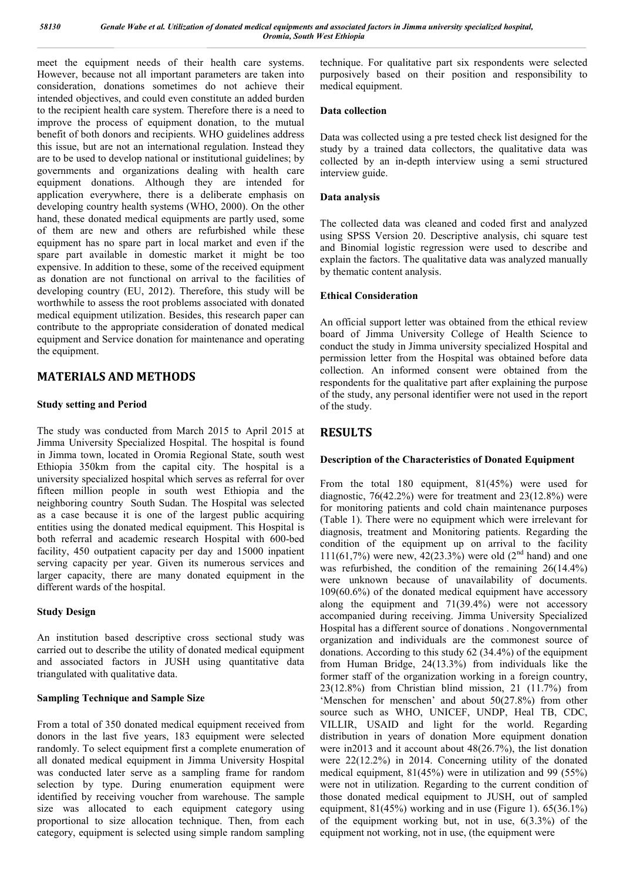meet the equipment needs of their health care systems. However, because not all important parameters are taken into consideration, donations sometimes do not achieve their intended objectives, and could even constitute an added burden to the recipient health care system. Therefore there is a need to improve the process of equipment donation, to the mutual benefit of both donors and recipients. WHO guidelines address this issue, but are not an international regulation. Instead they are to be used to develop national or institutional guidelines; by governments and organizations dealing with health care equipment donations. Although they are intended for application everywhere, there is a deliberate emphasis on developing country health systems (WHO, 2000). On the other hand, these donated medical equipments are partly used, some of them are new and others are refurbished while these equipment has no spare part in local market and even if the spare part available in domestic market it might be too expensive. In addition to these, some of the received equipment as donation are not functional on arrival to the facilities of developing country (EU, 2012). Therefore, this study will be worthwhile to assess the root problems associated with donated medical equipment utilization. Besides, this research paper can contribute to the appropriate consideration of donated medical equipment and Service donation for maintenance and operating the equipment.

## MATERIALS AND METHODS

### Study setting and Period

The study was conducted from March 2015 to April 2015 at Jimma University Specialized Hospital. The hospital is found in Jimma town, located in Oromia Regional State, south west Ethiopia 350km from the capital city. The hospital is a university specialized hospital which serves as referral for over fifteen million people in south west Ethiopia and the neighboring country South Sudan. The Hospital was selected as a case because it is one of the largest public acquiring entities using the donated medical equipment. This Hospital is both referral and academic research Hospital with 600-bed facility, 450 outpatient capacity per day and 15000 inpatient serving capacity per year. Given its numerous services and larger capacity, there are many donated equipment in the different wards of the hospital.

### Study Design

An institution based descriptive cross sectional study was carried out to describe the utility of donated medical equipment and associated factors in JUSH using quantitative data triangulated with qualitative data.

### Sampling Technique and Sample Size

From a total of 350 donated medical equipment received from donors in the last five years, 183 equipment were selected randomly. To select equipment first a complete enumeration of all donated medical equipment in Jimma University Hospital was conducted later serve as a sampling frame for random selection by type. During enumeration equipment were identified by receiving voucher from warehouse. The sample size was allocated to each equipment category using proportional to size allocation technique. Then, from each category, equipment is selected using simple random sampling technique. For qualitative part six respondents were selected purposively based on their position and responsibility to medical equipment.

### Data collection

Data was collected using a pre tested check list designed for the study by a trained data collectors, the qualitative data was collected by an in-depth interview using a semi structured interview guide.

### Data analysis

The collected data was cleaned and coded first and analyzed using SPSS Version 20. Descriptive analysis, chi square test and Binomial logistic regression were used to describe and explain the factors. The qualitative data was analyzed manually by thematic content analysis.

### Ethical Consideration

An official support letter was obtained from the ethical review board of Jimma University College of Health Science to conduct the study in Jimma university specialized Hospital and permission letter from the Hospital was obtained before data collection. An informed consent were obtained from the respondents for the qualitative part after explaining the purpose of the study, any personal identifier were not used in the report of the study.

## RESULTS

### Description of the Characteristics of Donated Equipment

From the total 180 equipment, 81(45%) were used for diagnostic, 76(42.2%) were for treatment and 23(12.8%) were for monitoring patients and cold chain maintenance purposes (Table 1). There were no equipment which were irrelevant for diagnosis, treatment and Monitoring patients. Regarding the condition of the equipment up on arrival to the facility 111(61,7%) were new, 42(23.3%) were old (2nd hand) and one was refurbished, the condition of the remaining 26(14.4%) were unknown because of unavailability of documents. 109(60.6%) of the donated medical equipment have accessory along the equipment and 71(39.4%) were not accessory accompanied during receiving. Jimma University Specialized Hospital has a different source of donations . Nongovernmental organization and individuals are the commonest source of donations. According to this study 62 (34.4%) of the equipment from Human Bridge, 24(13.3%) from individuals like the former staff of the organization working in a foreign country, 23(12.8%) from Christian blind mission, 21 (11.7%) from 'Menschen for menschen' and about 50(27.8%) from other source such as WHO, UNICEF, UNDP, Heal TB, CDC, VILLIR, USAID and light for the world. Regarding distribution in years of donation More equipment donation were in2013 and it account about 48(26.7%), the list donation were 22(12.2%) in 2014. Concerning utility of the donated medical equipment, 81(45%) were in utilization and 99 (55%) were not in utilization. Regarding to the current condition of those donated medical equipment to JUSH, out of sampled equipment, 81(45%) working and in use (Figure 1). 65(36.1%) of the equipment working but, not in use, 6(3.3%) of the equipment not working, not in use, (the equipment were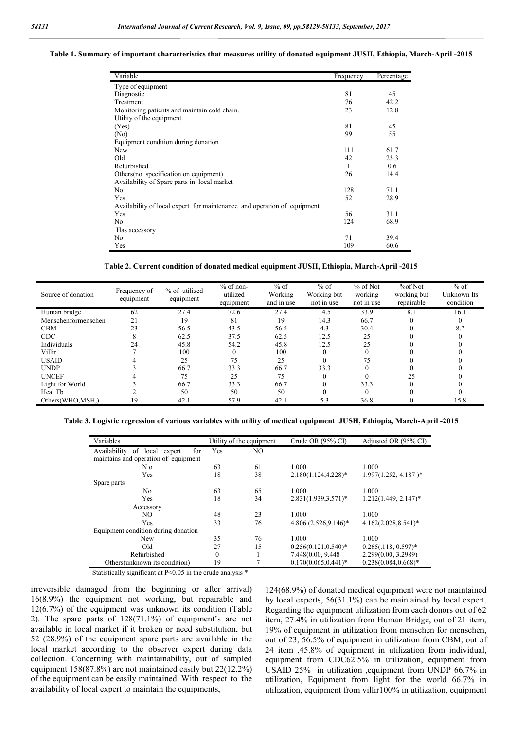**Table 1. Summary of important characteristics that measures utility of donated equipment JUSH, Ethiopia, March-April -2015**

| Variable | Frequency | Percentage |
|---|---|---|
| Type of equipment | | |
| Diagnostic | 81 | 45 |
| Treatment | 76 | 42.2 |
| Monitoring patients and maintain cold chain. | 23 | 12.8 |
| Utility of the equipment | | |
| (Yes) | 81 | 45 |
| (No) | 99 | 55 |
| Equipment condition during donation | | |
| New | 111 | 61.7 |
| Old | 42 | 23.3 |
| Refurbished | 1 | 0.6 |
| Others(no specification on equipment) | 26 | 14.4 |
| Availability of Spare parts in local market | | |
| No | 128 | 71.1 |
| Yes | 52 | 28.9 |
| Availability of local expert for maintenance and operation of equipment | | |
| Yes | 56 | 31.1 |
| No | 124 | 68.9 |
| Has accessory | | |
| No | 71 | 39.4 |
| Yes | 109 | 60.6 |

**Table 2. Current condition of donated medical equipment JUSH, Ethiopia, March-April -2015**

| Source of donation | Frequency of equipment | % of utilized equipment | % of non-utilized equipment | % of Working and in use | % of Working but not in use | % of Not working but not in use | %of Not working but repairable | % of Unknown Its condition |
|---|---|---|---|---|---|---|---|---|
| Human bridge | 62 | 27.4 | 72.6 | 27.4 | 14.5 | 33.9 | 8.1 | 16.1 |
| Menschenformenschen | 21 | 19 | 81 | 19 | 14.3 | 66.7 | 0 | 0 |
| CBM | 23 | 56.5 | 43.5 | 56.5 | 4.3 | 30.4 | 0 | 8.7 |
| CDC | 8 | 62.5 | 37.5 | 62.5 | 12.5 | 25 | 0 | 0 |
| Individuals | 24 | 45.8 | 54.2 | 45.8 | 12.5 | 25 | 0 | 0 |
| Villir | 7 | 100 | 0 | 100 | 0 | 0 | 0 | 0 |
| USAID | 4 | 25 | 75 | 25 | 0 | 75 | 0 | 0 |
| UNDP | 3 | 66.7 | 33.3 | 66.7 | 33.3 | 0 | 0 | 0 |
| UNCEF | 4 | 75 | 25 | 75 | 0 | 0 | 25 | 0 |
| Light for World | 3 | 66.7 | 33.3 | 66.7 | 0 | 33.3 | 0 | 0 |
| Heal Tb | 2 | 50 | 50 | 50 | 0 | 0 | 0 | 0 |
| Others(WHO,MSH,) | 19 | 42.1 | 57.9 | 42.1 | 5.3 | 36.8 | 0 | 15.8 |

**Table 3. Logistic regression of various variables with utility of medical equipment JUSH, Ethiopia, March-April -2015**

| Variables | Utility of the equipment | | Crude OR (95% CI) | Adjusted OR (95% CI) |
|---|---|---|---|---|
| Availability of local expert for maintains and operation of equipment | Yes | NO | | |
| No | 63 | 61 | 1.000 | 1.000 |
| Yes | 18 | 38 | 2.180(1.124,4.228)* | 1.997(1.252, 4.187 )* |
| Spare parts | | | | |
| No | 63 | 65 | 1.000 | 1.000 |
| Yes | 18 | 34 | 2.831(1.939,3.571)* | 1.212(1.449, 2.147)* |
| Accessory | | | | |
| NO | 48 | 23 | 1.000 | 1.000 |
| Yes | 33 | 76 | 4.806 (2.526,9.146)* | 4.162(2.028,8.541)* |
| Equipment condition during donation | | | | |
| New | 35 | 76 | 1.000 | 1.000 |
| Old | 27 | 15 | 0.256(0.121,0.540)* | 0.265(.118, 0.597)* |
| Refurbished | 0 | 1 | 7.448(0.00, 9.448 | 2.299(0.00, 3.2989) |
| Others(unknown its condition) | 19 | 7 | 0.170(0.065,0.441)* | 0.238(0.084,0.668)* |

Statistically significant at P<0.05 in the crude analysis *

irreversible damaged from the beginning or after arrival) 16(8.9%) the equipment not working, but repairable and 12(6.7%) of the equipment was unknown its condition (Table 2). The spare parts of 128(71.1%) of equipment's are not available in local market if it broken or need substitution, but 52 (28.9%) of the equipment spare parts are available in the local market according to the observer expert during data collection. Concerning with maintainability, out of sampled equipment 158(87.8%) are not maintained easily but 22(12.2%) of the equipment can be easily maintained. With respect to the availability of local expert to maintain the equipments, 124(68.9%) of donated medical equipment were not maintained by local experts, 56(31.1%) can be maintained by local expert. Regarding the equipment utilization from each donors out of 62 item, 27.4% in utilization from Human Bridge, out of 21 item, 19% of equipment in utilization from menschen for menschen, out of 23, 56.5% of equipment in utilization from CBM, out of 24 item ,45.8% of equipment in utilization from individual, equipment from CDC62.5% in utilization, equipment from USAID 25% in utilization ,equipment from UNDP 66.7% in utilization, Equipment from light for the world 66.7% in utilization, equipment from villir100% in utilization, equipment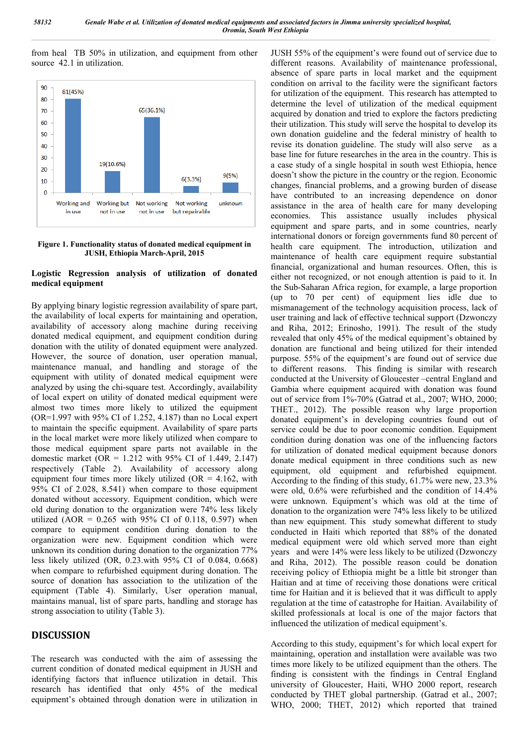from heal TB 50% in utilization, and equipment from other source 42.1 in utilization.

**Figure 1. Functionality status of donated medical equipment in JUSH, Ethiopia March-April, 2015**

**Logistic Regression analysis of utilization of donated medical equipment**

By applying binary logistic regression availability of spare part, the availability of local experts for maintaining and operation, availability of accessory along machine during receiving donated medical equipment, and equipment condition during donation with the utility of donated equipment were analyzed. However, the source of donation, user operation manual, maintenance manual, and handling and storage of the equipment with utility of donated medical equipment were analyzed by using the chi-square test. Accordingly, availability of local expert on utility of donated medical equipment were almost two times more likely to utilized the equipment (OR=1.997 with 95% CI of 1.252, 4.187) than no Local expert to maintain the specific equipment. Availability of spare parts in the local market were more likely utilized when compare to those medical equipment spare parts not available in the domestic market (OR = 1.212 with 95% CI of 1.449, 2.147) respectively (Table 2). Availability of accessory along equipment four times more likely utilized (OR = 4.162, with 95% CI of 2.028, 8.541) when compare to those equipment donated without accessory. Equipment condition, which were old during donation to the organization were 74% less likely utilized (AOR = 0.265 with 95% CI of 0.118, 0.597) when compare to equipment condition during donation to the organization were new. Equipment condition which were unknown its condition during donation to the organization 77% less likely utilized (OR, 0.23.with 95% CI of 0.084, 0.668) when compare to refurbished equipment during donation. The source of donation has association to the utilization of the equipment (Table 4). Similarly, User operation manual, maintains manual, list of spare parts, handling and storage has strong association to utility (Table 3).

## DISCUSSION

The research was conducted with the aim of assessing the current condition of donated medical equipment in JUSH and identifying factors that influence utilization in detail. This research has identified that only 45% of the medical equipment's obtained through donation were in utilization in JUSH 55% of the equipment's were found out of service due to different reasons. Availability of maintenance professional, absence of spare parts in local market and the equipment condition on arrival to the facility were the significant factors for utilization of the equipment. This research has attempted to determine the level of utilization of the medical equipment acquired by donation and tried to explore the factors predicting their utilization. This study will serve the hospital to develop its own donation guideline and the federal ministry of health to revise its donation guideline. The study will also serve as a base line for future researches in the area in the country. This is a case study of a single hospital in south west Ethiopia, hence doesn't show the picture in the country or the region. Economic changes, financial problems, and a growing burden of disease have contributed to an increasing dependence on donor assistance in the area of health care for many developing economies. This assistance usually includes physical equipment and spare parts, and in some countries, nearly international donors or foreign governments fund 80 percent of health care equipment. The introduction, utilization and maintenance of health care equipment require substantial financial, organizational and human resources. Often, this is either not recognized, or not enough attention is paid to it. In the Sub-Saharan Africa region, for example, a large proportion (up to 70 per cent) of equipment lies idle due to mismanagement of the technology acquisition process, lack of user training and lack of effective technical support (Dzwonczy and Riha, 2012; Erinosho, 1991). The result of the study revealed that only 45% of the medical equipment's obtained by donation are functional and being utilized for their intended purpose. 55% of the equipment's are found out of service due to different reasons. This finding is similar with research conducted at the University of Gloucester –central England and Gambia where equipment acquired with donation was found out of service from 1%-70% (Gatrad et al., 2007; WHO, 2000; THET., 2012). The possible reason why large proportion donated equipment's in developing countries found out of service could be due to poor economic condition. Equipment condition during donation was one of the influencing factors for utilization of donated medical equipment because donors donate medical equipment in three conditions such as new equipment, old equipment and refurbished equipment. According to the finding of this study, 61.7% were new, 23.3% were old, 0.6% were refurbished and the condition of 14.4% were unknown. Equipment's which was old at the time of donation to the organization were 74% less likely to be utilized than new equipment. This study somewhat different to study conducted in Haiti which reported that 88% of the donated medical equipment were old which served more than eight years and were 14% were less likely to be utilized (Dzwonczy and Riha, 2012). The possible reason could be donation receiving policy of Ethiopia might be a little bit stronger than Haitian and at time of receiving those donations were critical time for Haitian and it is believed that it was difficult to apply regulation at the time of catastrophe for Haitian. Availability of skilled professionals at local is one of the major factors that influenced the utilization of medical equipment's.

According to this study, equipment's for which local expert for maintaining, operation and installation were available was two times more likely to be utilized equipment than the others. The finding is consistent with the findings in Central England university of Gloucester, Haiti, WHO 2000 report, research conducted by THET global partnership. (Gatrad et al., 2007; WHO, 2000; THET, 2012) which reported that trained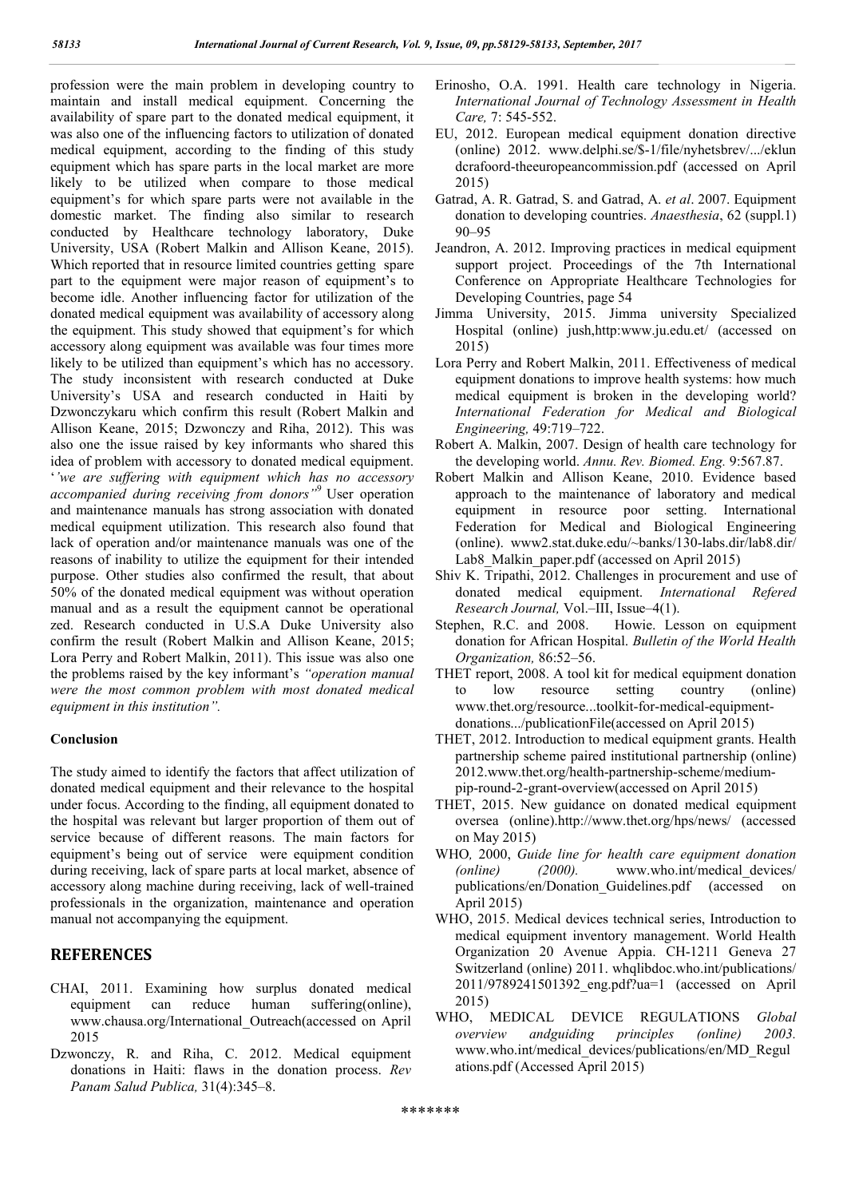profession were the main problem in developing country to maintain and install medical equipment. Concerning the availability of spare part to the donated medical equipment, it was also one of the influencing factors to utilization of donated medical equipment, according to the finding of this study equipment which has spare parts in the local market are more likely to be utilized when compare to those medical equipment's for which spare parts were not available in the domestic market. The finding also similar to research conducted by Healthcare technology laboratory, Duke University, USA (Robert Malkin and Allison Keane, 2015). Which reported that in resource limited countries getting spare part to the equipment were major reason of equipment's to become idle. Another influencing factor for utilization of the donated medical equipment was availability of accessory along the equipment. This study showed that equipment's for which accessory along equipment was available was four times more likely to be utilized than equipment's which has no accessory. The study inconsistent with research conducted at Duke University's USA and research conducted in Haiti by Dzwonczykaru which confirm this result (Robert Malkin and Allison Keane, 2015; Dzwonczy and Riha, 2012). This was also one the issue raised by key informants who shared this idea of problem with accessory to donated medical equipment. '*'we are suffering with equipment which has no accessory accompanied during receiving from donors"*[9] User operation and maintenance manuals has strong association with donated medical equipment utilization. This research also found that lack of operation and/or maintenance manuals was one of the reasons of inability to utilize the equipment for their intended purpose. Other studies also confirmed the result, that about 50% of the donated medical equipment was without operation manual and as a result the equipment cannot be operational zed. Research conducted in U.S.A Duke University also confirm the result (Robert Malkin and Allison Keane, 2015; Lora Perry and Robert Malkin, 2011). This issue was also one the problems raised by the key informant's *"operation manual were the most common problem with most donated medical equipment in this institution".*

### Conclusion

The study aimed to identify the factors that affect utilization of donated medical equipment and their relevance to the hospital under focus. According to the finding, all equipment donated to the hospital was relevant but larger proportion of them out of service because of different reasons. The main factors for equipment's being out of service were equipment condition during receiving, lack of spare parts at local market, absence of accessory along machine during receiving, lack of well-trained professionals in the organization, maintenance and operation manual not accompanying the equipment.

## REFERENCES

CHAI, 2011. Examining how surplus donated medical equipment can reduce human suffering(online), www.chausa.org/International_Outreach(accessed on April 2015

Dzwonczy, R. and Riha, C. 2012. Medical equipment donations in Haiti: flaws in the donation process. *Rev Panam Salud Publica,* 31(4):345–8.

Erinosho, O.A. 1991. Health care technology in Nigeria. *International Journal of Technology Assessment in Health Care,* 7: 545-552.

EU, 2012. European medical equipment donation directive (online) 2012. www.delphi.se/$-1/file/nyhetsbrev/.../eklundcrafoord-theeuropeancommission.pdf (accessed on April 2015)

Gatrad, A. R. Gatrad, S. and Gatrad, A. *et al*. 2007. Equipment donation to developing countries. *Anaesthesia*, 62 (suppl.1) 90–95

Jeandron, A. 2012. Improving practices in medical equipment support project. Proceedings of the 7th International Conference on Appropriate Healthcare Technologies for Developing Countries, page 54

Jimma University, 2015. Jimma university Specialized Hospital (online) jush,http:www.ju.edu.et/ (accessed on 2015)

Lora Perry and Robert Malkin, 2011. Effectiveness of medical equipment donations to improve health systems: how much medical equipment is broken in the developing world? *International Federation for Medical and Biological Engineering,* 49:719–722.

Robert A. Malkin, 2007. Design of health care technology for the developing world. *Annu. Rev. Biomed. Eng.* 9:567.87.

Robert Malkin and Allison Keane, 2010. Evidence based approach to the maintenance of laboratory and medical equipment in resource poor setting. International Federation for Medical and Biological Engineering (online). www2.stat.duke.edu/~banks/130-labs.dir/lab8.dir/Lab8_Malkin_paper.pdf (accessed on April 2015)

Shiv K. Tripathi, 2012. Challenges in procurement and use of donated medical equipment. *International Refered Research Journal,* Vol.–III, Issue–4(1).

Stephen, R.C. and 2008. Howie. Lesson on equipment donation for African Hospital. *Bulletin of the World Health Organization,* 86:52–56.

THET report, 2008. A tool kit for medical equipment donation to low resource setting country (online) www.thet.org/resource...toolkit-for-medical-equipment-donations.../publicationFile(accessed on April 2015)

THET, 2012. Introduction to medical equipment grants. Health partnership scheme paired institutional partnership (online) 2012.www.thet.org/health-partnership-scheme/medium-pip-round-2-grant-overview(accessed on April 2015)

THET, 2015. New guidance on donated medical equipment oversea (online).http://www.thet.org/hps/news/ (accessed on May 2015)

WHO, 2000, *Guide line for health care equipment donation (online) (2000).* www.who.int/medical_devices/publications/en/Donation_Guidelines.pdf (accessed on April 2015)

WHO, 2015. Medical devices technical series, Introduction to medical equipment inventory management. World Health Organization 20 Avenue Appia. CH-1211 Geneva 27 Switzerland (online) 2011. whqlibdoc.who.int/publications/2011/9789241501392_eng.pdf?ua=1 (accessed on April 2015)

WHO, MEDICAL DEVICE REGULATIONS *Global overview andguiding principles (online) 2003.* www.who.int/medical_devices/publications/en/MD_Regulations.pdf (Accessed April 2015)

*******